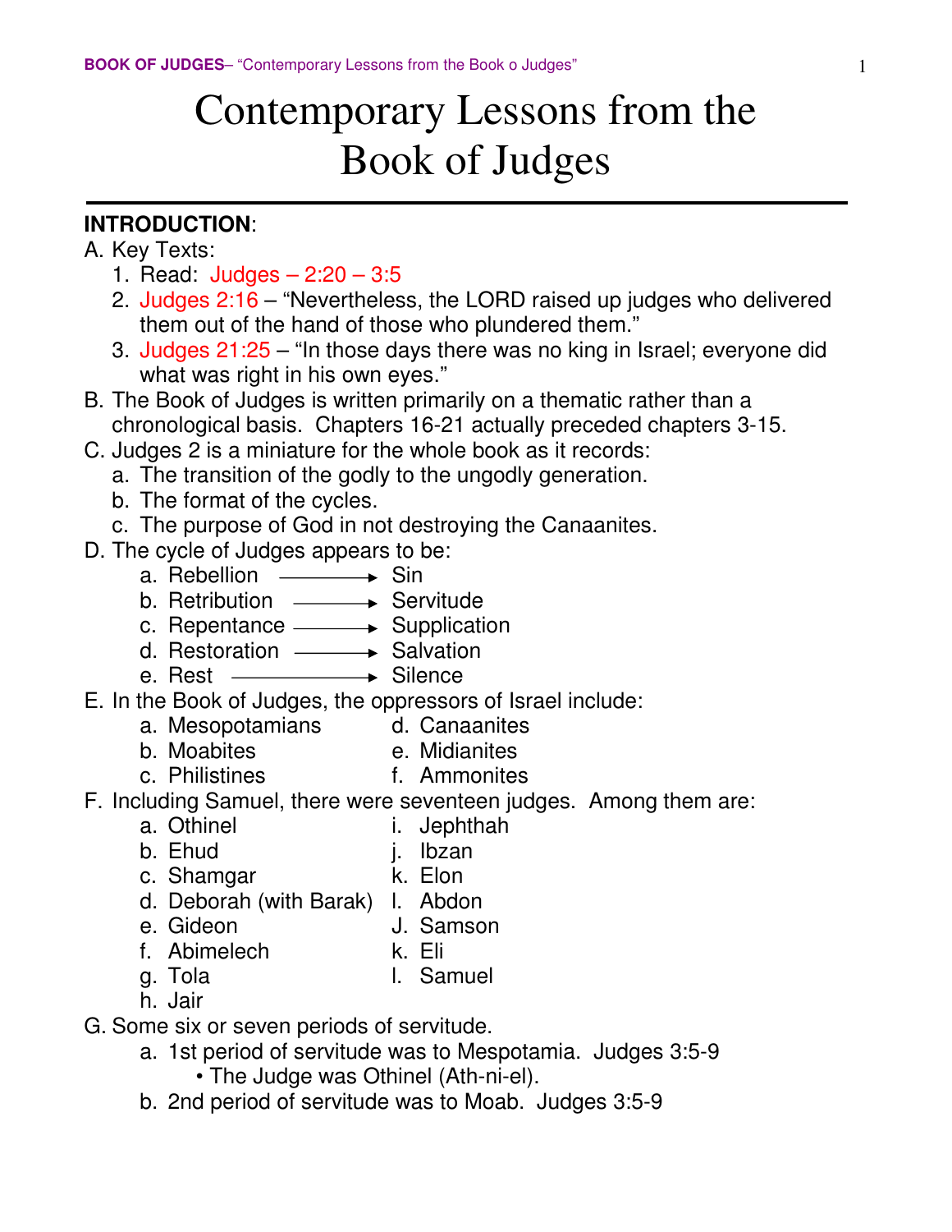# Contemporary Lessons from the Book of Judges

**INTRODUCTION**:

A. Key Texts:
  1. Read: Judges – 2:20 – 3:5
  2. Judges 2:16 – "Nevertheless, the LORD raised up judges who delivered them out of the hand of those who plundered them."
  3. Judges 21:25 – "In those days there was no king in Israel; everyone did what was right in his own eyes."

B. The Book of Judges is written primarily on a thematic rather than a chronological basis. Chapters 16-21 actually preceded chapters 3-15.

C. Judges 2 is a miniature for the whole book as it records:
  a. The transition of the godly to the ungodly generation.
  b. The format of the cycles.
  c. The purpose of God in not destroying the Canaanites.

D. The cycle of Judges appears to be:
  a. Rebellion ⟶ Sin
  b. Retribution ⟶ Servitude
  c. Repentance ⟶ Supplication
  d. Restoration ⟶ Salvation
  e. Rest ⟶ Silence

E. In the Book of Judges, the oppressors of Israel include:
  a. Mesopotamians
  b. Moabites
  c. Philistines
  d. Canaanites
  e. Midianites
  f. Ammonites

F. Including Samuel, there were seventeen judges. Among them are:
  a. Othinel
  b. Ehud
  c. Shamgar
  d. Deborah (with Barak)
  e. Gideon
  f. Abimelech
  g. Tola
  h. Jair
  i. Jephthah
  j. Ibzan
  k. Elon
  l. Abdon
  J. Samson
  k. Eli
  l. Samuel

G. Some six or seven periods of servitude.
  a. 1st period of servitude was to Mespotamia. Judges 3:5-9
    • The Judge was Othinel (Ath-ni-el).
  b. 2nd period of servitude was to Moab. Judges 3:5-9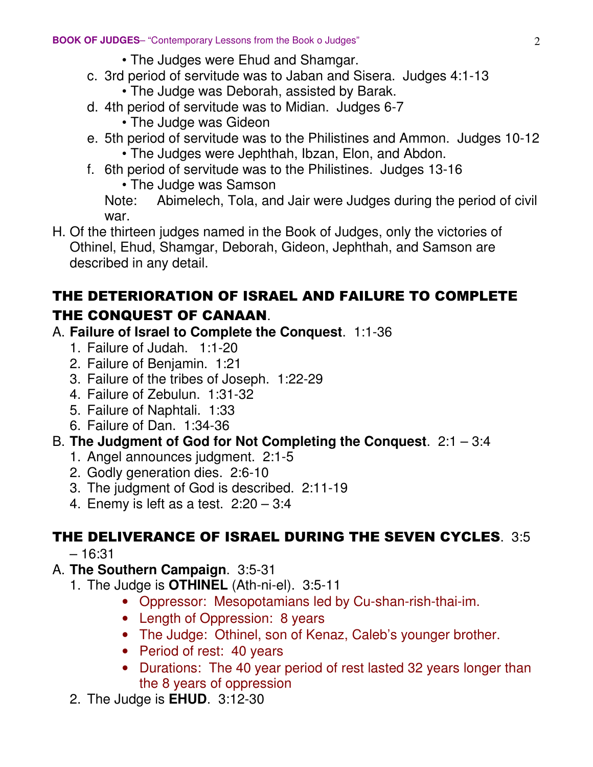- The Judges were Ehud and Shamgar.

c. 3rd period of servitude was to Jaban and Sisera. Judges 4:1-13
   - The Judge was Deborah, assisted by Barak.

d. 4th period of servitude was to Midian. Judges 6-7
   - The Judge was Gideon

e. 5th period of servitude was to the Philistines and Ammon. Judges 10-12
   - The Judges were Jephthah, Ibzan, Elon, and Abdon.

f. 6th period of servitude was to the Philistines. Judges 13-16
   - The Judge was Samson

Note: Abimelech, Tola, and Jair were Judges during the period of civil war.

H. Of the thirteen judges named in the Book of Judges, only the victories of Othinel, Ehud, Shamgar, Deborah, Gideon, Jephthah, and Samson are described in any detail.

## THE DETERIORATION OF ISRAEL AND FAILURE TO COMPLETE THE CONQUEST OF CANAAN.

A. **Failure of Israel to Complete the Conquest**. 1:1-36
   1. Failure of Judah. 1:1-20
   2. Failure of Benjamin. 1:21
   3. Failure of the tribes of Joseph. 1:22-29
   4. Failure of Zebulun. 1:31-32
   5. Failure of Naphtali. 1:33
   6. Failure of Dan. 1:34-36

B. **The Judgment of God for Not Completing the Conquest**. 2:1 – 3:4
   1. Angel announces judgment. 2:1-5
   2. Godly generation dies. 2:6-10
   3. The judgment of God is described. 2:11-19
   4. Enemy is left as a test. 2:20 – 3:4

## THE DELIVERANCE OF ISRAEL DURING THE SEVEN CYCLES. 3:5 – 16:31

A. **The Southern Campaign**. 3:5-31
   1. The Judge is **OTHINEL** (Ath-ni-el). 3:5-11
      - Oppressor: Mesopotamians led by Cu-shan-rish-thai-im.
      - Length of Oppression: 8 years
      - The Judge: Othinel, son of Kenaz, Caleb's younger brother.
      - Period of rest: 40 years
      - Durations: The 40 year period of rest lasted 32 years longer than the 8 years of oppression
   2. The Judge is **EHUD**. 3:12-30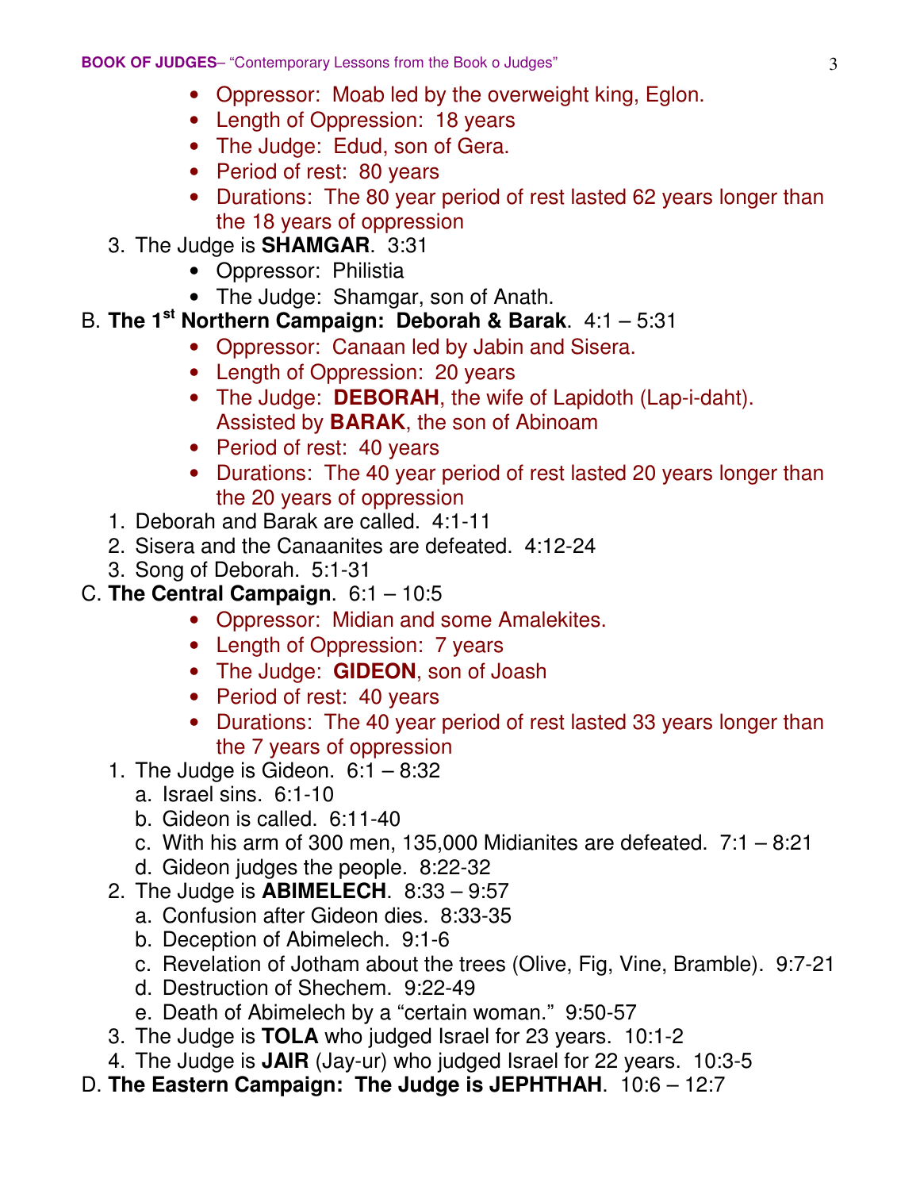- Oppressor: Moab led by the overweight king, Eglon.
- Length of Oppression: 18 years
- The Judge: Edud, son of Gera.
- Period of rest: 80 years
- Durations: The 80 year period of rest lasted 62 years longer than the 18 years of oppression

3. The Judge is **SHAMGAR**. 3:31
   - Oppressor: Philistia
   - The Judge: Shamgar, son of Anath.

B. **The 1st Northern Campaign: Deborah & Barak**. 4:1 – 5:31

- Oppressor: Canaan led by Jabin and Sisera.
- Length of Oppression: 20 years
- The Judge: **DEBORAH**, the wife of Lapidoth (Lap-i-daht). Assisted by **BARAK**, the son of Abinoam
- Period of rest: 40 years
- Durations: The 40 year period of rest lasted 20 years longer than the 20 years of oppression

1. Deborah and Barak are called. 4:1-11
2. Sisera and the Canaanites are defeated. 4:12-24
3. Song of Deborah. 5:1-31

C. **The Central Campaign**. 6:1 – 10:5

- Oppressor: Midian and some Amalekites.
- Length of Oppression: 7 years
- The Judge: **GIDEON**, son of Joash
- Period of rest: 40 years
- Durations: The 40 year period of rest lasted 33 years longer than the 7 years of oppression

1. The Judge is Gideon. 6:1 – 8:32
   a. Israel sins. 6:1-10
   b. Gideon is called. 6:11-40
   c. With his arm of 300 men, 135,000 Midianites are defeated. 7:1 – 8:21
   d. Gideon judges the people. 8:22-32
2. The Judge is **ABIMELECH**. 8:33 – 9:57
   a. Confusion after Gideon dies. 8:33-35
   b. Deception of Abimelech. 9:1-6
   c. Revelation of Jotham about the trees (Olive, Fig, Vine, Bramble). 9:7-21
   d. Destruction of Shechem. 9:22-49
   e. Death of Abimelech by a "certain woman." 9:50-57
3. The Judge is **TOLA** who judged Israel for 23 years. 10:1-2
4. The Judge is **JAIR** (Jay-ur) who judged Israel for 22 years. 10:3-5

D. **The Eastern Campaign: The Judge is JEPHTHAH**. 10:6 – 12:7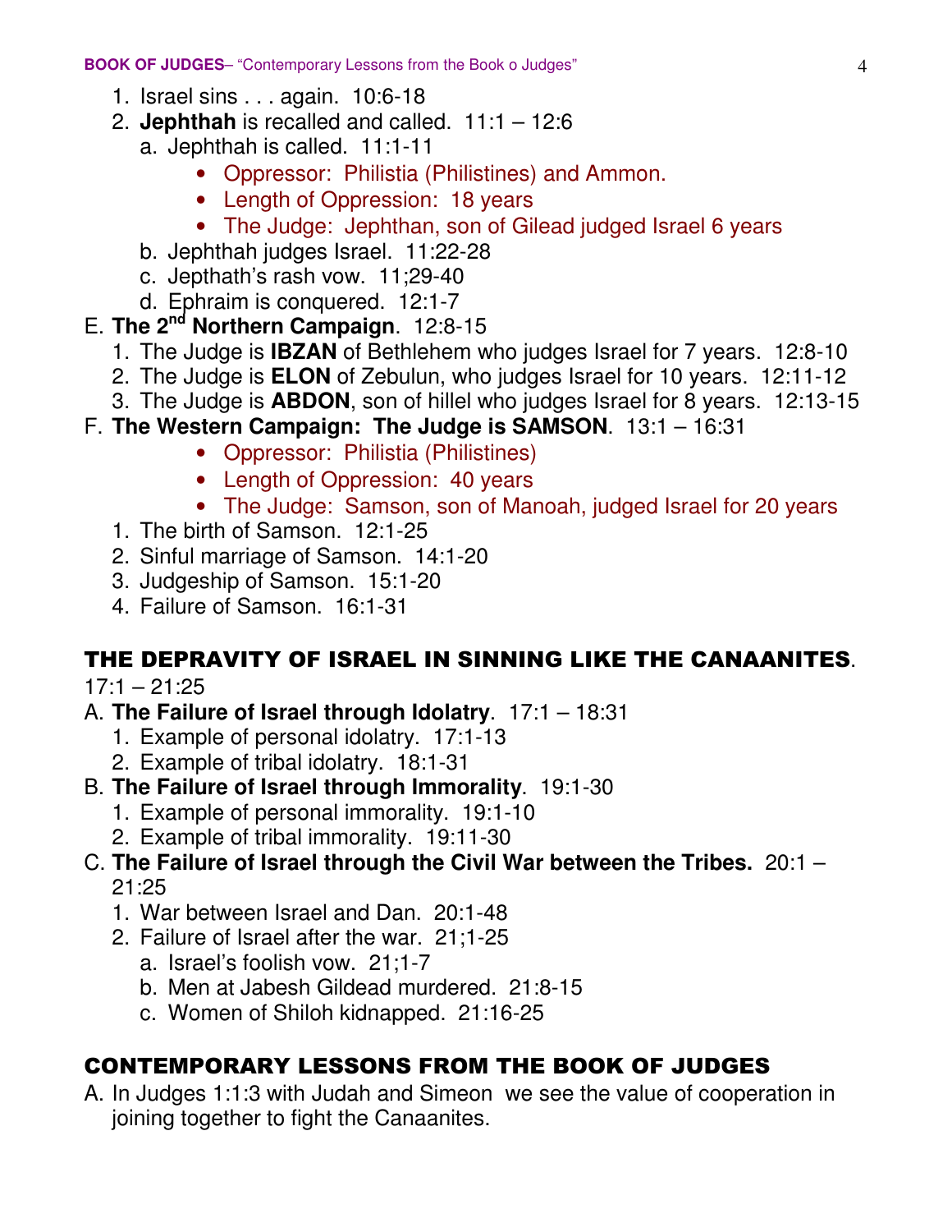1. Israel sins . . . again. 10:6-18
2. **Jephthah** is recalled and called. 11:1 – 12:6
   a. Jephthah is called. 11:1-11
      - Oppressor: Philistia (Philistines) and Ammon.
      - Length of Oppression: 18 years
      - The Judge: Jephthan, son of Gilead judged Israel 6 years

   b. Jephthah judges Israel. 11:22-28
   c. Jepthath's rash vow. 11;29-40
   d. Ephraim is conquered. 12:1-7

E. **The 2nd Northern Campaign**. 12:8-15
   1. The Judge is **IBZAN** of Bethlehem who judges Israel for 7 years. 12:8-10
   2. The Judge is **ELON** of Zebulun, who judges Israel for 10 years. 12:11-12
   3. The Judge is **ABDON**, son of hillel who judges Israel for 8 years. 12:13-15

F. **The Western Campaign: The Judge is SAMSON**. 13:1 – 16:31
   - Oppressor: Philistia (Philistines)
   - Length of Oppression: 40 years
   - The Judge: Samson, son of Manoah, judged Israel for 20 years

   1. The birth of Samson. 12:1-25
   2. Sinful marriage of Samson. 14:1-20
   3. Judgeship of Samson. 15:1-20
   4. Failure of Samson. 16:1-31

## THE DEPRAVITY OF ISRAEL IN SINNING LIKE THE CANAANITES.

17:1 – 21:25

A. **The Failure of Israel through Idolatry**. 17:1 – 18:31
   1. Example of personal idolatry. 17:1-13
   2. Example of tribal idolatry. 18:1-31

B. **The Failure of Israel through Immorality**. 19:1-30
   1. Example of personal immorality. 19:1-10
   2. Example of tribal immorality. 19:11-30

C. **The Failure of Israel through the Civil War between the Tribes.** 20:1 – 21:25
   1. War between Israel and Dan. 20:1-48
   2. Failure of Israel after the war. 21;1-25
      a. Israel's foolish vow. 21;1-7
      b. Men at Jabesh Gildead murdered. 21:8-15
      c. Women of Shiloh kidnapped. 21:16-25

## CONTEMPORARY LESSONS FROM THE BOOK OF JUDGES

A. In Judges 1:1:3 with Judah and Simeon we see the value of cooperation in joining together to fight the Canaanites.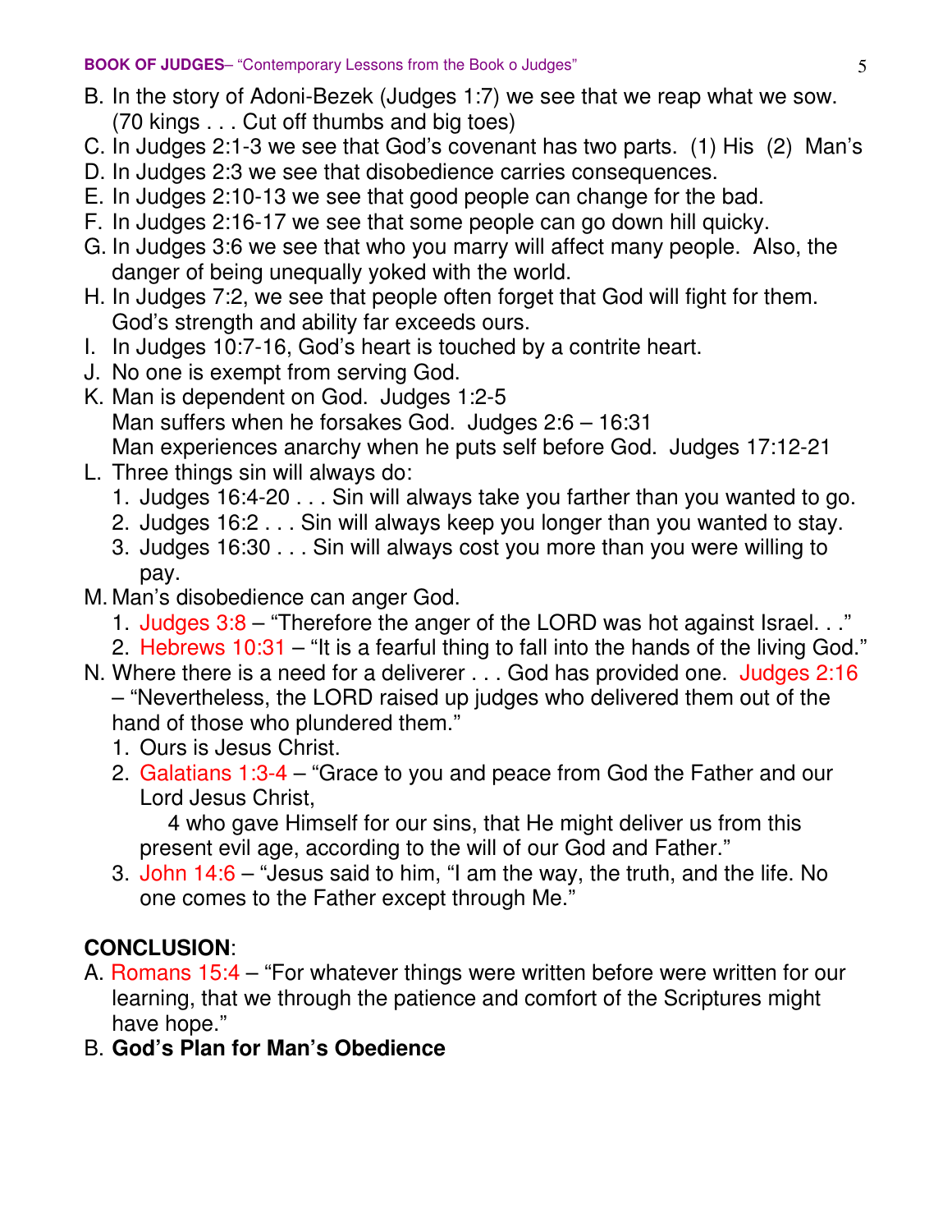B. In the story of Adoni-Bezek (Judges 1:7) we see that we reap what we sow. (70 kings . . . Cut off thumbs and big toes)
C. In Judges 2:1-3 we see that God's covenant has two parts. (1) His (2) Man's
D. In Judges 2:3 we see that disobedience carries consequences.
E. In Judges 2:10-13 we see that good people can change for the bad.
F. In Judges 2:16-17 we see that some people can go down hill quicky.
G. In Judges 3:6 we see that who you marry will affect many people. Also, the danger of being unequally yoked with the world.
H. In Judges 7:2, we see that people often forget that God will fight for them. God's strength and ability far exceeds ours.
I. In Judges 10:7-16, God's heart is touched by a contrite heart.
J. No one is exempt from serving God.
K. Man is dependent on God. Judges 1:2-5
   Man suffers when he forsakes God. Judges 2:6 – 16:31
   Man experiences anarchy when he puts self before God. Judges 17:12-21
L. Three things sin will always do:
   1. Judges 16:4-20 . . . Sin will always take you farther than you wanted to go.
   2. Judges 16:2 . . . Sin will always keep you longer than you wanted to stay.
   3. Judges 16:30 . . . Sin will always cost you more than you were willing to pay.
M. Man's disobedience can anger God.
   1. Judges 3:8 – "Therefore the anger of the LORD was hot against Israel. . ."
   2. Hebrews 10:31 – "It is a fearful thing to fall into the hands of the living God."
N. Where there is a need for a deliverer . . . God has provided one. Judges 2:16 – "Nevertheless, the LORD raised up judges who delivered them out of the hand of those who plundered them."
   1. Ours is Jesus Christ.
   2. Galatians 1:3-4 – "Grace to you and peace from God the Father and our Lord Jesus Christ,
      4 who gave Himself for our sins, that He might deliver us from this present evil age, according to the will of our God and Father."
   3. John 14:6 – "Jesus said to him, "I am the way, the truth, and the life. No one comes to the Father except through Me."

**CONCLUSION**:

A. Romans 15:4 – "For whatever things were written before were written for our learning, that we through the patience and comfort of the Scriptures might have hope."
B. **God's Plan for Man's Obedience**